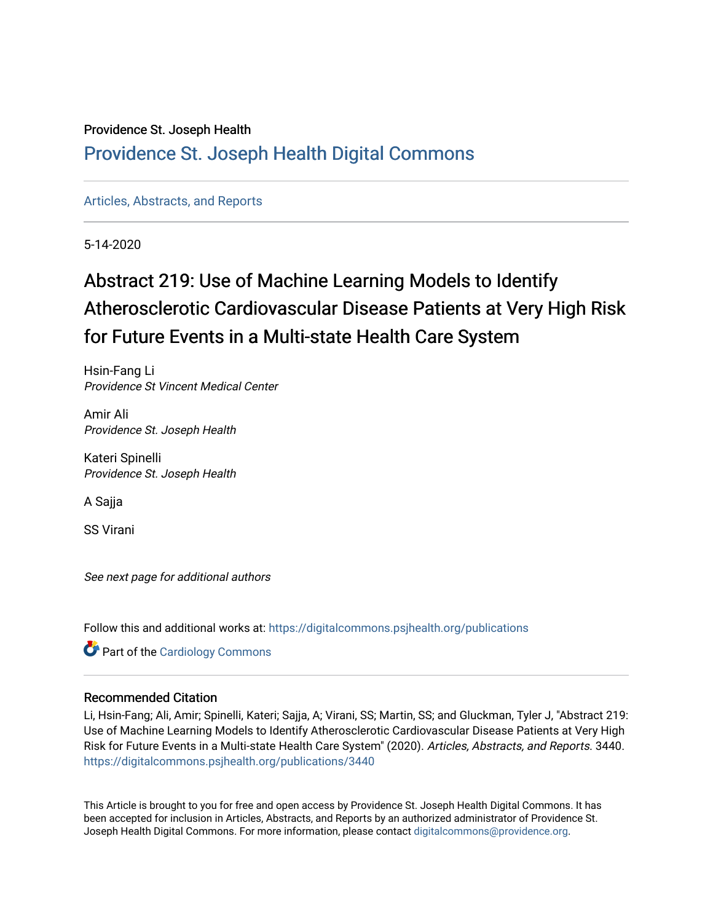Providence St. Joseph Health

## Providence St. Joseph Health Digital Commons

Articles, Abstracts, and Reports

5-14-2020

# Abstract 219: Use of Machine Learning Models to Identify Atherosclerotic Cardiovascular Disease Patients at Very High Risk for Future Events in a Multi-state Health Care System

Hsin-Fang Li
*Providence St Vincent Medical Center*

Amir Ali
*Providence St. Joseph Health*

Kateri Spinelli
*Providence St. Joseph Health*

A Sajja

SS Virani

*See next page for additional authors*

Follow this and additional works at: https://digitalcommons.psjhealth.org/publications

Part of the Cardiology Commons

### Recommended Citation

Li, Hsin-Fang; Ali, Amir; Spinelli, Kateri; Sajja, A; Virani, SS; Martin, SS; and Gluckman, Tyler J, "Abstract 219: Use of Machine Learning Models to Identify Atherosclerotic Cardiovascular Disease Patients at Very High Risk for Future Events in a Multi-state Health Care System" (2020). *Articles, Abstracts, and Reports*. 3440.
https://digitalcommons.psjhealth.org/publications/3440

This Article is brought to you for free and open access by Providence St. Joseph Health Digital Commons. It has been accepted for inclusion in Articles, Abstracts, and Reports by an authorized administrator of Providence St. Joseph Health Digital Commons. For more information, please contact digitalcommons@providence.org.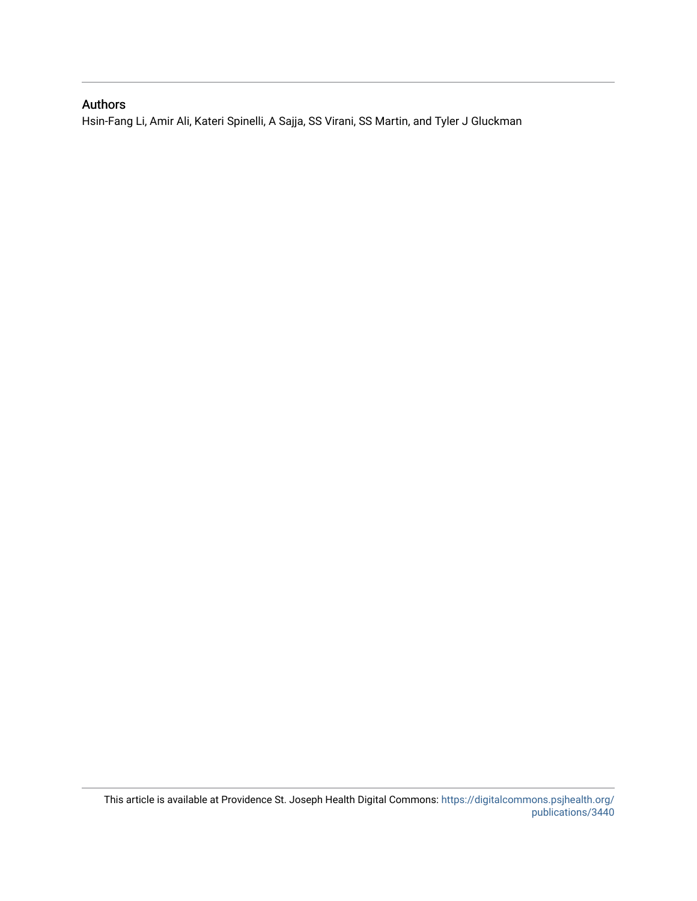## Authors

Hsin-Fang Li, Amir Ali, Kateri Spinelli, A Sajja, SS Virani, SS Martin, and Tyler J Gluckman

This article is available at Providence St. Joseph Health Digital Commons: https://digitalcommons.psjhealth.org/publications/3440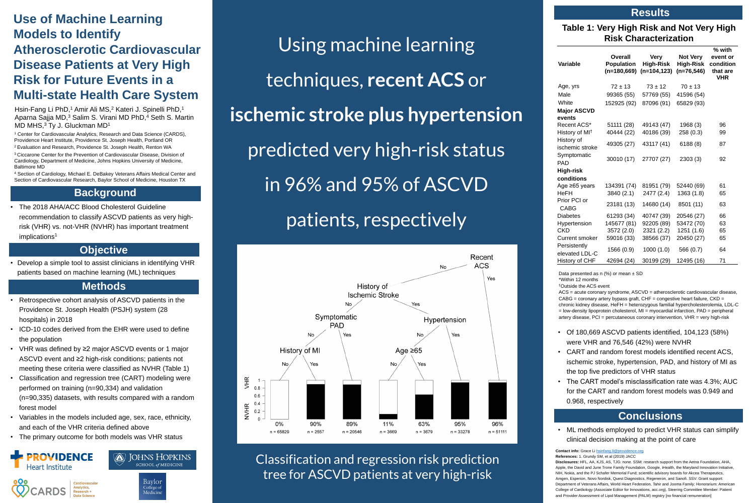# Use of Machine Learning Models to Identify Atherosclerotic Cardiovascular Disease Patients at Very High Risk for Future Events in a Multi-state Health Care System

Hsin-Fang Li PhD,[1] Amir Ali MS,[2] Kateri J. Spinelli PhD,[1] Aparna Sajja MD,[3] Salim S. Virani MD PhD,[4] Seth S. Martin MD MHS,[3] Ty J. Gluckman MD[1]

[1] Center for Cardiovascular Analytics, Research and Data Science (CARDS), Providence Heart Institute, Providence St. Joseph Health, Portland OR

[2] Evaluation and Research, Providence St. Joseph Health, Renton WA

[3] Ciccarone Center for the Prevention of Cardiovascular Disease, Division of Cardiology, Department of Medicine, Johns Hopkins University of Medicine, Baltimore MD

[4] Section of Cardiology, Michael E. DeBakey Veterans Affairs Medical Center and Section of Cardiovascular Research, Baylor School of Medicine, Houston TX

## Background

- The 2018 AHA/ACC Blood Cholesterol Guideline recommendation to classify ASCVD patients as very high-risk (VHR) vs. not-VHR (NVHR) has important treatment implications[1]

## Objective

- Develop a simple tool to assist clinicians in identifying VHR patients based on machine learning (ML) techniques

## Methods

- Retrospective cohort analysis of ASCVD patients in the Providence St. Joseph Health (PSJH) system (28 hospitals) in 2018
- ICD-10 codes derived from the EHR were used to define the population
- VHR was defined by ≥2 major ASCVD events or 1 major ASCVD event and ≥2 high-risk conditions; patients not meeting these criteria were classified as NVHR (Table 1)
- Classification and regression tree (CART) modeling were performed on training (n=90,334) and validation (n=90,335) datasets, with results compared with a random forest model
- Variables in the models included age, sex, race, ethnicity, and each of the VHR criteria defined above
- The primary outcome for both models was VHR status

PROVIDENCE Heart Institute

JOHNS HOPKINS SCHOOL of MEDICINE

CARDS Cardiovascular Analytics, Research + Data Science

Baylor College of Medicine

Using machine learning techniques, **recent ACS** or **ischemic stroke plus hypertension** predicted very high-risk status in 96% and 95% of ASCVD patients, respectively

Recent ACS
No
Yes
History of Ischemic Stroke
No
Yes
Symptomatic PAD
No
Yes
Hypertension
No
Yes
History of MI
No
Yes
Age ≥65
No
Yes
VHR
NVHR
1
0.8
0.6
0.4
0.2
0
0% n = 65829
90% n = 2557
89% n = 20546
11% n = 3669
63% n = 3679
95% n = 33278
96% n = 51111

Classification and regression risk prediction tree for ASCVD patients at very high-risk

## Results

### Table 1: Very High Risk and Not Very High Risk Characterization

| Variable | Overall Population (n=180,669) | Very High-Risk (n=104,123) | Not Very High-Risk (n=76,546) | % with event or condition that are VHR |
|---|---|---|---|---|
| Age, yrs | 72 ± 13 | 73 ± 12 | 70 ± 13 | |
| Male | 99365 (55) | 57769 (55) | 41596 (54) | |
| White | 152925 (92) | 87096 (91) | 65829 (93) | |
| **Major ASCVD events** | | | | |
| Recent ACS* | 51111 (28) | 49143 (47) | 1968 (3) | 96 |
| History of MI† | 40444 (22) | 40186 (39) | 258 (0.3) | 99 |
| History of ischemic stroke | 49305 (27) | 43117 (41) | 6188 (8) | 87 |
| Symptomatic PAD | 30010 (17) | 27707 (27) | 2303 (3) | 92 |
| **High-risk conditions** | | | | |
| Age ≥65 years | 134391 (74) | 81951 (79) | 52440 (69) | 61 |
| HeFH | 3840 (2.1) | 2477 (2.4) | 1363 (1.8) | 65 |
| Prior PCI or CABG | 23181 (13) | 14680 (14) | 8501 (11) | 63 |
| Diabetes | 61293 (34) | 40747 (39) | 20546 (27) | 66 |
| Hypertension | 145677 (81) | 92205 (89) | 53472 (70) | 63 |
| CKD | 3572 (2.0) | 2321 (2.2) | 1251 (1.6) | 65 |
| Current smoker | 59016 (33) | 38566 (37) | 20450 (27) | 65 |
| Persistently elevated LDL-C | 1566 (0.9) | 1000 (1.0) | 566 (0.7) | 64 |
| History of CHF | 42694 (24) | 30199 (29) | 12495 (16) | 71 |

Data presented as n (%) or mean ± SD
*Within 12 months
†Outside the ACS event
ACS = acute coronary syndrome, ASCVD = atherosclerotic cardiovascular disease, CABG = coronary artery bypass graft, CHF = congestive heart failure, CKD = chronic kidney disease, HeFH = heterozygous familial hypercholesterolemia, LDL-C = low-density lipoprotein cholesterol, MI = myocardial infarction, PAD = peripheral artery disease, PCI = percutaneous coronary intervention, VHR = very high-risk

- Of 180,669 ASCVD patients identified, 104,123 (58%) were VHR and 76,546 (42%) were NVHR
- CART and random forest models identified recent ACS, ischemic stroke, hypertension, PAD, and history of MI as the top five predictors of VHR status
- The CART model's misclassification rate was 4.3%; AUC for the CART and random forest models was 0.949 and 0.968, respectively

## Conclusions

- ML methods employed to predict VHR status can simplify clinical decision making at the point of care

**Contact info:** Grace Li hsinfang.li@providence.org
**References:** 1. Grundy SM, et al (2019) JACC
**Disclosures:** HFL, AA, KJS, AS, TJG: none. SSM: research support from the Aetna Foundation, AHA, Apple, the David and June Trone Family Foundation, Google, iHealth, the Maryland Innovation Initiative, NIH, Nokia, and the PJ Schafer Memorial Fund; scientific advisory boards for Akcea Therapeutics, Amgen, Esperion, Novo Nordisk, Quest Diagnostics, Regeneron, and Sanofi. SSV: Grant support: Department of Veterans Affairs, World Heart Federation, Tahir and Jooma Family; Honorarium: American College of Cardiology (Associate Editor for Innovations, acc.org), Steering Committee Member: Patient and Provider Assessment of Lipid Management (PALM) registry [no financial remuneration]